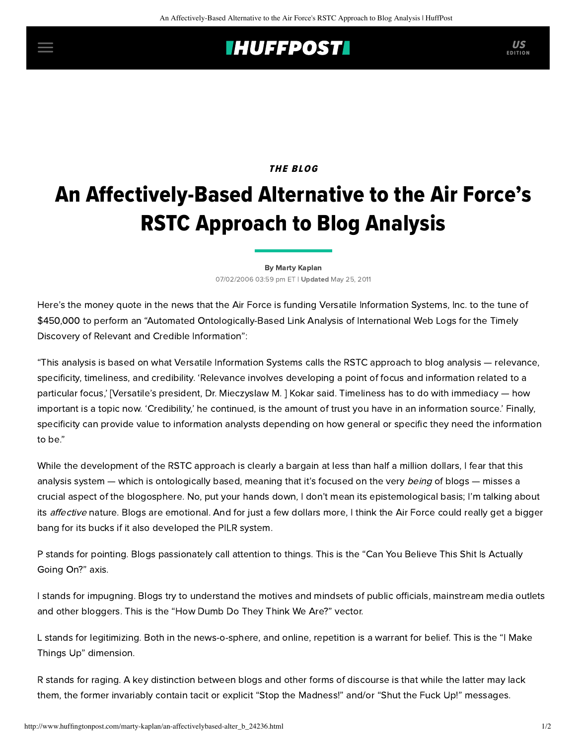*THE BLOG*

# An Affectively-Based Alternative to the Air Force's RSTC Approach to Blog Analysis

By Marty Kaplan

07/02/2006 03:59 pm ET | **Updated** May 25, 2011

Here's the money quote in the news that the Air Force is funding Versatile Information Systems, Inc. to the tune of $450,000 to perform an "Automated Ontologically-Based Link Analysis of International Web Logs for the Timely Discovery of Relevant and Credible Information":

"This analysis is based on what Versatile Information Systems calls the RSTC approach to blog analysis — relevance, specificity, timeliness, and credibility. 'Relevance involves developing a point of focus and information related to a particular focus,' [Versatile's president, Dr. Mieczyslaw M. ] Kokar said. Timeliness has to do with immediacy — how important is a topic now. 'Credibility,' he continued, is the amount of trust you have in an information source.' Finally, specificity can provide value to information analysts depending on how general or specific they need the information to be."

While the development of the RSTC approach is clearly a bargain at less than half a million dollars, I fear that this analysis system — which is ontologically based, meaning that it's focused on the very *being* of blogs — misses a crucial aspect of the blogosphere. No, put your hands down, I don't mean its epistemological basis; I'm talking about its *affective* nature. Blogs are emotional. And for just a few dollars more, I think the Air Force could really get a bigger bang for its bucks if it also developed the PILR system.

P stands for pointing. Blogs passionately call attention to things. This is the "Can You Believe This Shit Is Actually Going On?" axis.

I stands for impugning. Blogs try to understand the motives and mindsets of public officials, mainstream media outlets and other bloggers. This is the "How Dumb Do They Think We Are?" vector.

L stands for legitimizing. Both in the news-o-sphere, and online, repetition is a warrant for belief. This is the "I Make Things Up" dimension.

R stands for raging. A key distinction between blogs and other forms of discourse is that while the latter may lack them, the former invariably contain tacit or explicit "Stop the Madness!" and/or "Shut the Fuck Up!" messages.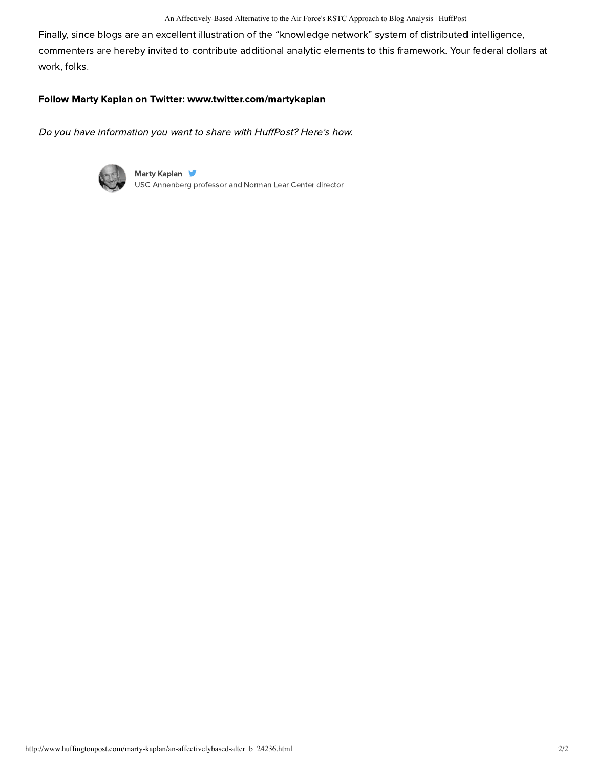Finally, since blogs are an excellent illustration of the "knowledge network" system of distributed intelligence, commenters are hereby invited to contribute additional analytic elements to this framework. Your federal dollars at work, folks.

**Follow Marty Kaplan on Twitter: www.twitter.com/martykaplan**

*Do you have information you want to share with HuffPost? Here's how.*

**Marty Kaplan**
USC Annenberg professor and Norman Lear Center director